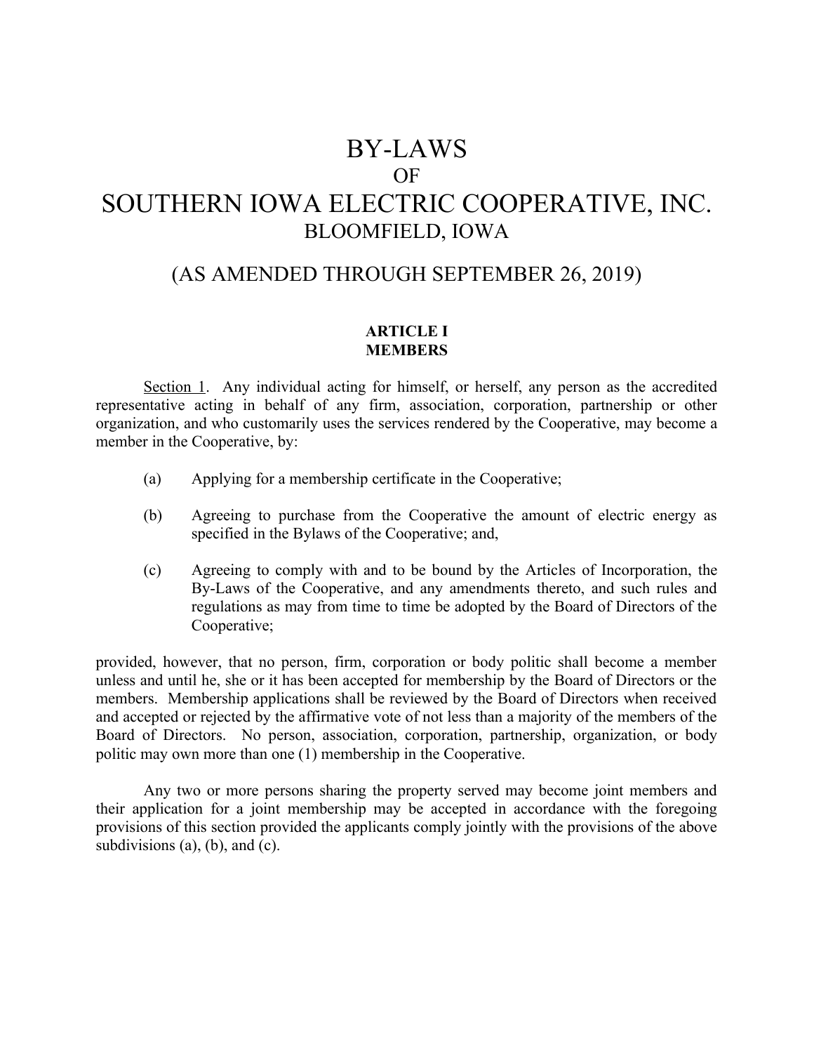# BY-LAWS
## OF
# SOUTHERN IOWA ELECTRIC COOPERATIVE, INC.
## BLOOMFIELD, IOWA

## (AS AMENDED THROUGH SEPTEMBER 26, 2019)

### ARTICLE I
### MEMBERS

Section 1. Any individual acting for himself, or herself, any person as the accredited representative acting in behalf of any firm, association, corporation, partnership or other organization, and who customarily uses the services rendered by the Cooperative, may become a member in the Cooperative, by:

(a) Applying for a membership certificate in the Cooperative;

(b) Agreeing to purchase from the Cooperative the amount of electric energy as specified in the Bylaws of the Cooperative; and,

(c) Agreeing to comply with and to be bound by the Articles of Incorporation, the By-Laws of the Cooperative, and any amendments thereto, and such rules and regulations as may from time to time be adopted by the Board of Directors of the Cooperative;

provided, however, that no person, firm, corporation or body politic shall become a member unless and until he, she or it has been accepted for membership by the Board of Directors or the members. Membership applications shall be reviewed by the Board of Directors when received and accepted or rejected by the affirmative vote of not less than a majority of the members of the Board of Directors. No person, association, corporation, partnership, organization, or body politic may own more than one (1) membership in the Cooperative.

Any two or more persons sharing the property served may become joint members and their application for a joint membership may be accepted in accordance with the foregoing provisions of this section provided the applicants comply jointly with the provisions of the above subdivisions (a), (b), and (c).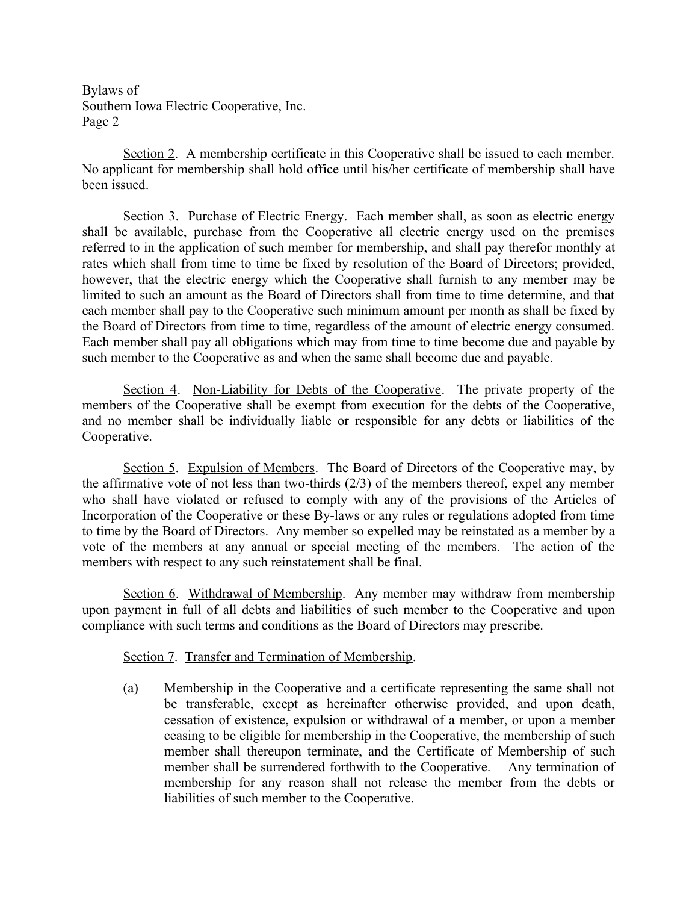Section 2. A membership certificate in this Cooperative shall be issued to each member. No applicant for membership shall hold office until his/her certificate of membership shall have been issued.

Section 3. Purchase of Electric Energy. Each member shall, as soon as electric energy shall be available, purchase from the Cooperative all electric energy used on the premises referred to in the application of such member for membership, and shall pay therefor monthly at rates which shall from time to time be fixed by resolution of the Board of Directors; provided, however, that the electric energy which the Cooperative shall furnish to any member may be limited to such an amount as the Board of Directors shall from time to time determine, and that each member shall pay to the Cooperative such minimum amount per month as shall be fixed by the Board of Directors from time to time, regardless of the amount of electric energy consumed. Each member shall pay all obligations which may from time to time become due and payable by such member to the Cooperative as and when the same shall become due and payable.

Section 4. Non-Liability for Debts of the Cooperative. The private property of the members of the Cooperative shall be exempt from execution for the debts of the Cooperative, and no member shall be individually liable or responsible for any debts or liabilities of the Cooperative.

Section 5. Expulsion of Members. The Board of Directors of the Cooperative may, by the affirmative vote of not less than two-thirds (2/3) of the members thereof, expel any member who shall have violated or refused to comply with any of the provisions of the Articles of Incorporation of the Cooperative or these By-laws or any rules or regulations adopted from time to time by the Board of Directors. Any member so expelled may be reinstated as a member by a vote of the members at any annual or special meeting of the members. The action of the members with respect to any such reinstatement shall be final.

Section 6. Withdrawal of Membership. Any member may withdraw from membership upon payment in full of all debts and liabilities of such member to the Cooperative and upon compliance with such terms and conditions as the Board of Directors may prescribe.

Section 7. Transfer and Termination of Membership.

(a) Membership in the Cooperative and a certificate representing the same shall not be transferable, except as hereinafter otherwise provided, and upon death, cessation of existence, expulsion or withdrawal of a member, or upon a member ceasing to be eligible for membership in the Cooperative, the membership of such member shall thereupon terminate, and the Certificate of Membership of such member shall be surrendered forthwith to the Cooperative. Any termination of membership for any reason shall not release the member from the debts or liabilities of such member to the Cooperative.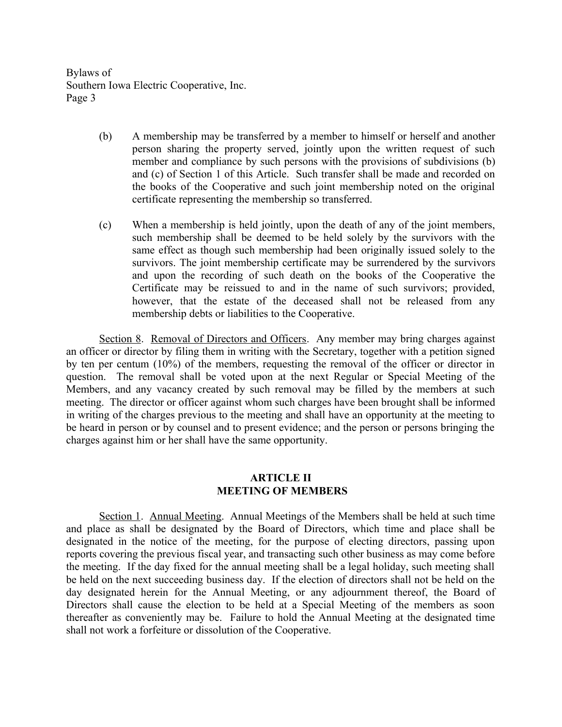(b) A membership may be transferred by a member to himself or herself and another person sharing the property served, jointly upon the written request of such member and compliance by such persons with the provisions of subdivisions (b) and (c) of Section 1 of this Article. Such transfer shall be made and recorded on the books of the Cooperative and such joint membership noted on the original certificate representing the membership so transferred.

(c) When a membership is held jointly, upon the death of any of the joint members, such membership shall be deemed to be held solely by the survivors with the same effect as though such membership had been originally issued solely to the survivors. The joint membership certificate may be surrendered by the survivors and upon the recording of such death on the books of the Cooperative the Certificate may be reissued to and in the name of such survivors; provided, however, that the estate of the deceased shall not be released from any membership debts or liabilities to the Cooperative.

Section 8. Removal of Directors and Officers. Any member may bring charges against an officer or director by filing them in writing with the Secretary, together with a petition signed by ten per centum (10%) of the members, requesting the removal of the officer or director in question. The removal shall be voted upon at the next Regular or Special Meeting of the Members, and any vacancy created by such removal may be filled by the members at such meeting. The director or officer against whom such charges have been brought shall be informed in writing of the charges previous to the meeting and shall have an opportunity at the meeting to be heard in person or by counsel and to present evidence; and the person or persons bringing the charges against him or her shall have the same opportunity.

## ARTICLE II
## MEETING OF MEMBERS

Section 1. Annual Meeting. Annual Meetings of the Members shall be held at such time and place as shall be designated by the Board of Directors, which time and place shall be designated in the notice of the meeting, for the purpose of electing directors, passing upon reports covering the previous fiscal year, and transacting such other business as may come before the meeting. If the day fixed for the annual meeting shall be a legal holiday, such meeting shall be held on the next succeeding business day. If the election of directors shall not be held on the day designated herein for the Annual Meeting, or any adjournment thereof, the Board of Directors shall cause the election to be held at a Special Meeting of the members as soon thereafter as conveniently may be. Failure to hold the Annual Meeting at the designated time shall not work a forfeiture or dissolution of the Cooperative.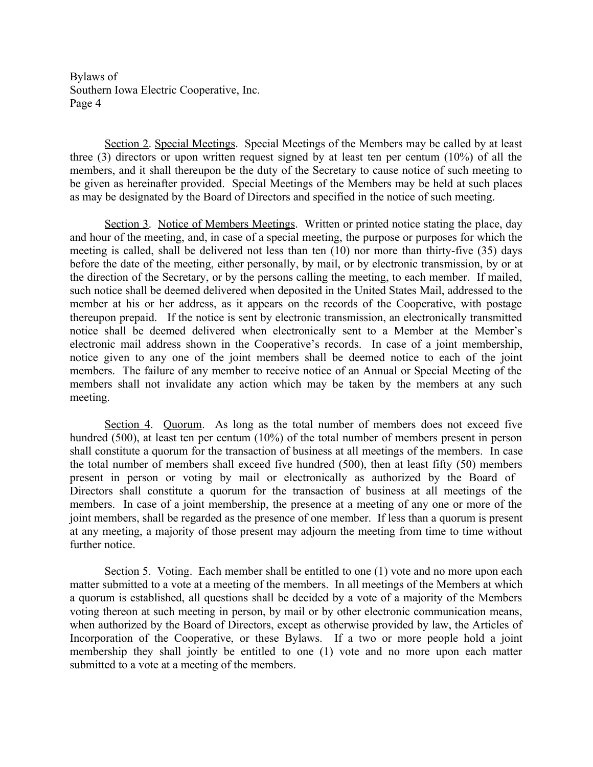Section 2. Special Meetings. Special Meetings of the Members may be called by at least three (3) directors or upon written request signed by at least ten per centum (10%) of all the members, and it shall thereupon be the duty of the Secretary to cause notice of such meeting to be given as hereinafter provided. Special Meetings of the Members may be held at such places as may be designated by the Board of Directors and specified in the notice of such meeting.

Section 3. Notice of Members Meetings. Written or printed notice stating the place, day and hour of the meeting, and, in case of a special meeting, the purpose or purposes for which the meeting is called, shall be delivered not less than ten (10) nor more than thirty-five (35) days before the date of the meeting, either personally, by mail, or by electronic transmission, by or at the direction of the Secretary, or by the persons calling the meeting, to each member. If mailed, such notice shall be deemed delivered when deposited in the United States Mail, addressed to the member at his or her address, as it appears on the records of the Cooperative, with postage thereupon prepaid. If the notice is sent by electronic transmission, an electronically transmitted notice shall be deemed delivered when electronically sent to a Member at the Member's electronic mail address shown in the Cooperative's records. In case of a joint membership, notice given to any one of the joint members shall be deemed notice to each of the joint members. The failure of any member to receive notice of an Annual or Special Meeting of the members shall not invalidate any action which may be taken by the members at any such meeting.

Section 4. Quorum. As long as the total number of members does not exceed five hundred (500), at least ten per centum (10%) of the total number of members present in person shall constitute a quorum for the transaction of business at all meetings of the members. In case the total number of members shall exceed five hundred (500), then at least fifty (50) members present in person or voting by mail or electronically as authorized by the Board of Directors shall constitute a quorum for the transaction of business at all meetings of the members. In case of a joint membership, the presence at a meeting of any one or more of the joint members, shall be regarded as the presence of one member. If less than a quorum is present at any meeting, a majority of those present may adjourn the meeting from time to time without further notice.

Section 5. Voting. Each member shall be entitled to one (1) vote and no more upon each matter submitted to a vote at a meeting of the members. In all meetings of the Members at which a quorum is established, all questions shall be decided by a vote of a majority of the Members voting thereon at such meeting in person, by mail or by other electronic communication means, when authorized by the Board of Directors, except as otherwise provided by law, the Articles of Incorporation of the Cooperative, or these Bylaws. If a two or more people hold a joint membership they shall jointly be entitled to one (1) vote and no more upon each matter submitted to a vote at a meeting of the members.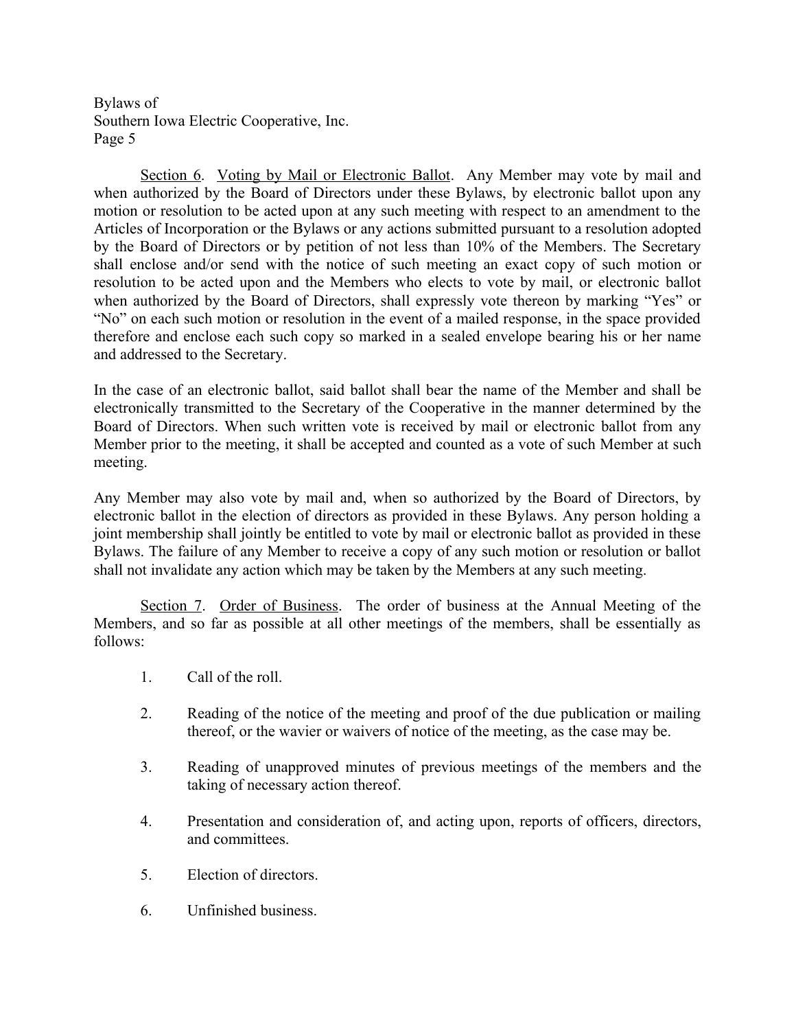Section 6. <u>Voting by Mail or Electronic Ballot</u>. Any Member may vote by mail and when authorized by the Board of Directors under these Bylaws, by electronic ballot upon any motion or resolution to be acted upon at any such meeting with respect to an amendment to the Articles of Incorporation or the Bylaws or any actions submitted pursuant to a resolution adopted by the Board of Directors or by petition of not less than 10% of the Members. The Secretary shall enclose and/or send with the notice of such meeting an exact copy of such motion or resolution to be acted upon and the Members who elects to vote by mail, or electronic ballot when authorized by the Board of Directors, shall expressly vote thereon by marking "Yes" or "No" on each such motion or resolution in the event of a mailed response, in the space provided therefore and enclose each such copy so marked in a sealed envelope bearing his or her name and addressed to the Secretary.

In the case of an electronic ballot, said ballot shall bear the name of the Member and shall be electronically transmitted to the Secretary of the Cooperative in the manner determined by the Board of Directors. When such written vote is received by mail or electronic ballot from any Member prior to the meeting, it shall be accepted and counted as a vote of such Member at such meeting.

Any Member may also vote by mail and, when so authorized by the Board of Directors, by electronic ballot in the election of directors as provided in these Bylaws. Any person holding a joint membership shall jointly be entitled to vote by mail or electronic ballot as provided in these Bylaws. The failure of any Member to receive a copy of any such motion or resolution or ballot shall not invalidate any action which may be taken by the Members at any such meeting.

Section 7. <u>Order of Business</u>. The order of business at the Annual Meeting of the Members, and so far as possible at all other meetings of the members, shall be essentially as follows:

1. Call of the roll.
2. Reading of the notice of the meeting and proof of the due publication or mailing thereof, or the wavier or waivers of notice of the meeting, as the case may be.
3. Reading of unapproved minutes of previous meetings of the members and the taking of necessary action thereof.
4. Presentation and consideration of, and acting upon, reports of officers, directors, and committees.
5. Election of directors.
6. Unfinished business.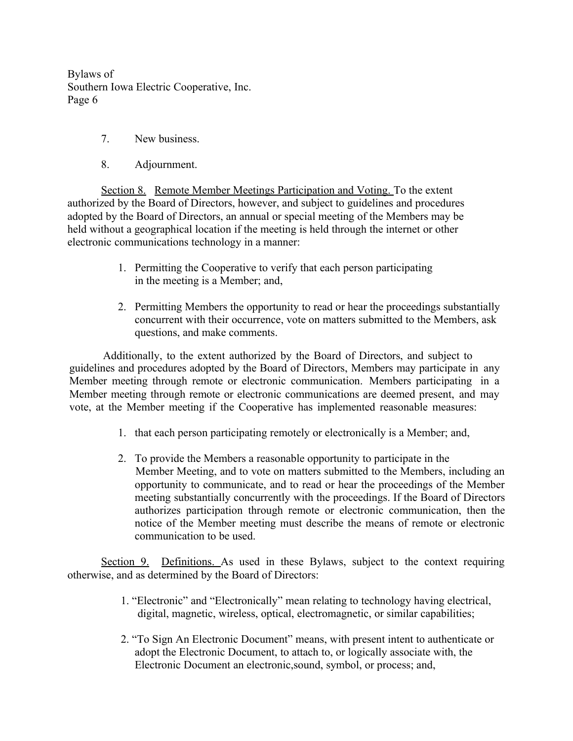7. New business.

8. Adjournment.

<u>Section 8. Remote Member Meetings Participation and Voting.</u> To the extent authorized by the Board of Directors, however, and subject to guidelines and procedures adopted by the Board of Directors, an annual or special meeting of the Members may be held without a geographical location if the meeting is held through the internet or other electronic communications technology in a manner:

1. Permitting the Cooperative to verify that each person participating in the meeting is a Member; and,

2. Permitting Members the opportunity to read or hear the proceedings substantially concurrent with their occurrence, vote on matters submitted to the Members, ask questions, and make comments.

Additionally, to the extent authorized by the Board of Directors, and subject to guidelines and procedures adopted by the Board of Directors, Members may participate in any Member meeting through remote or electronic communication. Members participating in a Member meeting through remote or electronic communications are deemed present, and may vote, at the Member meeting if the Cooperative has implemented reasonable measures:

1. that each person participating remotely or electronically is a Member; and,

2. To provide the Members a reasonable opportunity to participate in the Member Meeting, and to vote on matters submitted to the Members, including an opportunity to communicate, and to read or hear the proceedings of the Member meeting substantially concurrently with the proceedings. If the Board of Directors authorizes participation through remote or electronic communication, then the notice of the Member meeting must describe the means of remote or electronic communication to be used.

<u>Section 9. Definitions.</u> As used in these Bylaws, subject to the context requiring otherwise, and as determined by the Board of Directors:

1. "Electronic" and "Electronically" mean relating to technology having electrical, digital, magnetic, wireless, optical, electromagnetic, or similar capabilities;

2. "To Sign An Electronic Document" means, with present intent to authenticate or adopt the Electronic Document, to attach to, or logically associate with, the Electronic Document an electronic,sound, symbol, or process; and,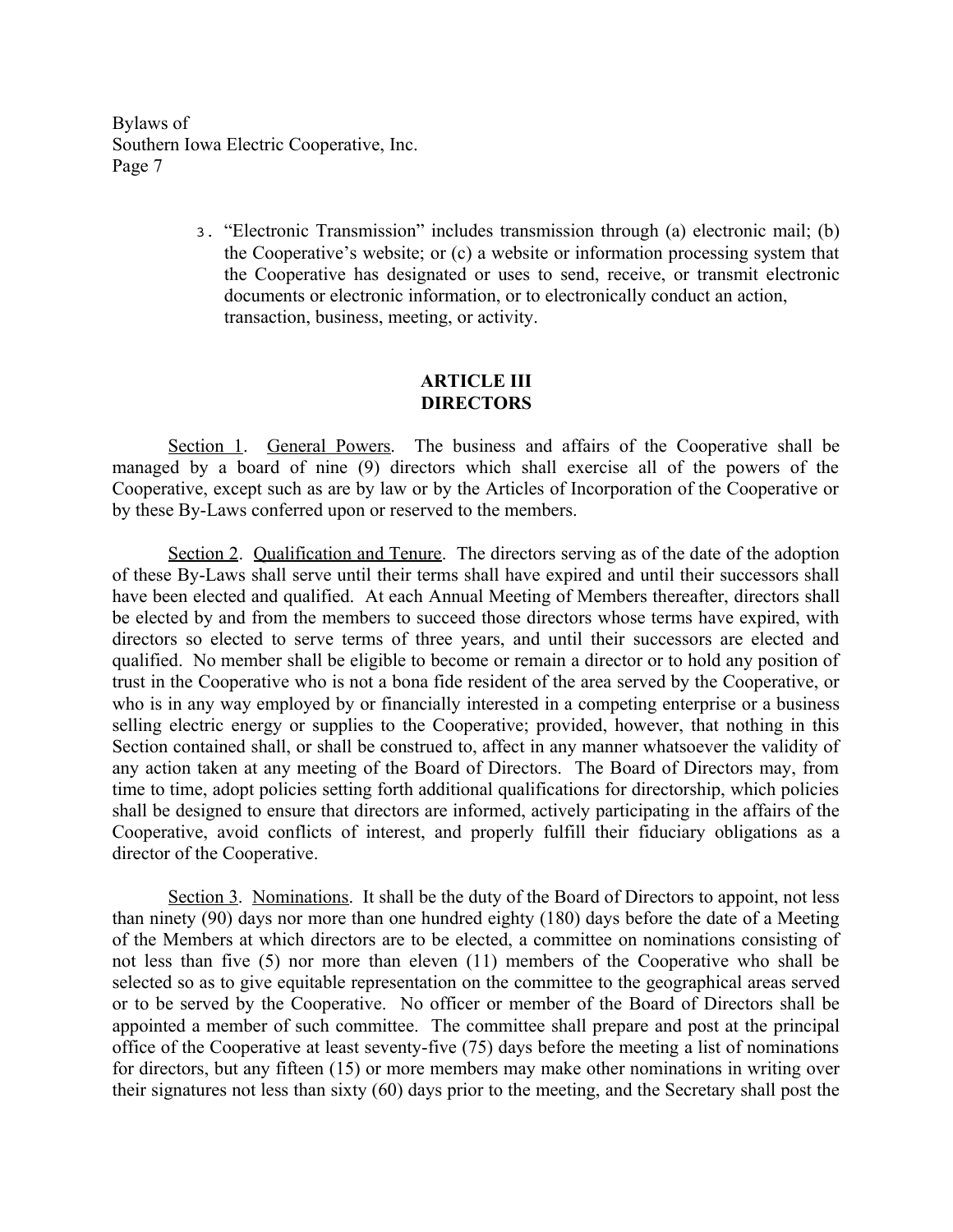3. "Electronic Transmission" includes transmission through (a) electronic mail; (b) the Cooperative's website; or (c) a website or information processing system that the Cooperative has designated or uses to send, receive, or transmit electronic documents or electronic information, or to electronically conduct an action, transaction, business, meeting, or activity.

## ARTICLE III
## DIRECTORS

Section 1. General Powers. The business and affairs of the Cooperative shall be managed by a board of nine (9) directors which shall exercise all of the powers of the Cooperative, except such as are by law or by the Articles of Incorporation of the Cooperative or by these By-Laws conferred upon or reserved to the members.

Section 2. Qualification and Tenure. The directors serving as of the date of the adoption of these By-Laws shall serve until their terms shall have expired and until their successors shall have been elected and qualified. At each Annual Meeting of Members thereafter, directors shall be elected by and from the members to succeed those directors whose terms have expired, with directors so elected to serve terms of three years, and until their successors are elected and qualified. No member shall be eligible to become or remain a director or to hold any position of trust in the Cooperative who is not a bona fide resident of the area served by the Cooperative, or who is in any way employed by or financially interested in a competing enterprise or a business selling electric energy or supplies to the Cooperative; provided, however, that nothing in this Section contained shall, or shall be construed to, affect in any manner whatsoever the validity of any action taken at any meeting of the Board of Directors. The Board of Directors may, from time to time, adopt policies setting forth additional qualifications for directorship, which policies shall be designed to ensure that directors are informed, actively participating in the affairs of the Cooperative, avoid conflicts of interest, and properly fulfill their fiduciary obligations as a director of the Cooperative.

Section 3. Nominations. It shall be the duty of the Board of Directors to appoint, not less than ninety (90) days nor more than one hundred eighty (180) days before the date of a Meeting of the Members at which directors are to be elected, a committee on nominations consisting of not less than five (5) nor more than eleven (11) members of the Cooperative who shall be selected so as to give equitable representation on the committee to the geographical areas served or to be served by the Cooperative. No officer or member of the Board of Directors shall be appointed a member of such committee. The committee shall prepare and post at the principal office of the Cooperative at least seventy-five (75) days before the meeting a list of nominations for directors, but any fifteen (15) or more members may make other nominations in writing over their signatures not less than sixty (60) days prior to the meeting, and the Secretary shall post the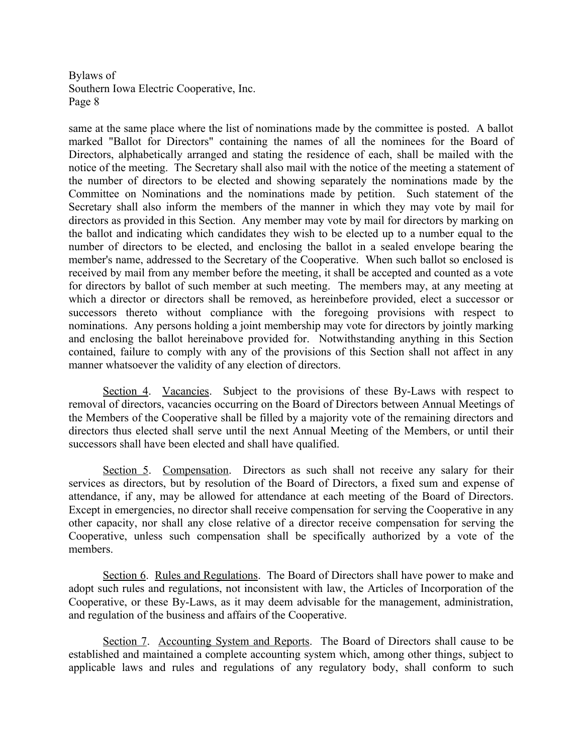same at the same place where the list of nominations made by the committee is posted. A ballot marked "Ballot for Directors" containing the names of all the nominees for the Board of Directors, alphabetically arranged and stating the residence of each, shall be mailed with the notice of the meeting. The Secretary shall also mail with the notice of the meeting a statement of the number of directors to be elected and showing separately the nominations made by the Committee on Nominations and the nominations made by petition. Such statement of the Secretary shall also inform the members of the manner in which they may vote by mail for directors as provided in this Section. Any member may vote by mail for directors by marking on the ballot and indicating which candidates they wish to be elected up to a number equal to the number of directors to be elected, and enclosing the ballot in a sealed envelope bearing the member's name, addressed to the Secretary of the Cooperative. When such ballot so enclosed is received by mail from any member before the meeting, it shall be accepted and counted as a vote for directors by ballot of such member at such meeting. The members may, at any meeting at which a director or directors shall be removed, as hereinbefore provided, elect a successor or successors thereto without compliance with the foregoing provisions with respect to nominations. Any persons holding a joint membership may vote for directors by jointly marking and enclosing the ballot hereinabove provided for. Notwithstanding anything in this Section contained, failure to comply with any of the provisions of this Section shall not affect in any manner whatsoever the validity of any election of directors.

Section 4. Vacancies. Subject to the provisions of these By-Laws with respect to removal of directors, vacancies occurring on the Board of Directors between Annual Meetings of the Members of the Cooperative shall be filled by a majority vote of the remaining directors and directors thus elected shall serve until the next Annual Meeting of the Members, or until their successors shall have been elected and shall have qualified.

Section 5. Compensation. Directors as such shall not receive any salary for their services as directors, but by resolution of the Board of Directors, a fixed sum and expense of attendance, if any, may be allowed for attendance at each meeting of the Board of Directors. Except in emergencies, no director shall receive compensation for serving the Cooperative in any other capacity, nor shall any close relative of a director receive compensation for serving the Cooperative, unless such compensation shall be specifically authorized by a vote of the members.

Section 6. Rules and Regulations. The Board of Directors shall have power to make and adopt such rules and regulations, not inconsistent with law, the Articles of Incorporation of the Cooperative, or these By-Laws, as it may deem advisable for the management, administration, and regulation of the business and affairs of the Cooperative.

Section 7. Accounting System and Reports. The Board of Directors shall cause to be established and maintained a complete accounting system which, among other things, subject to applicable laws and rules and regulations of any regulatory body, shall conform to such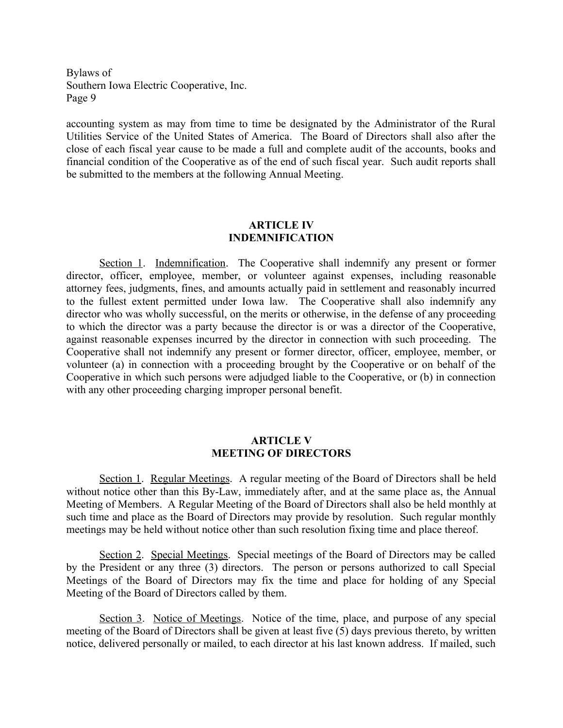accounting system as may from time to time be designated by the Administrator of the Rural Utilities Service of the United States of America. The Board of Directors shall also after the close of each fiscal year cause to be made a full and complete audit of the accounts, books and financial condition of the Cooperative as of the end of such fiscal year. Such audit reports shall be submitted to the members at the following Annual Meeting.

## ARTICLE IV
## INDEMNIFICATION

Section 1. Indemnification. The Cooperative shall indemnify any present or former director, officer, employee, member, or volunteer against expenses, including reasonable attorney fees, judgments, fines, and amounts actually paid in settlement and reasonably incurred to the fullest extent permitted under Iowa law. The Cooperative shall also indemnify any director who was wholly successful, on the merits or otherwise, in the defense of any proceeding to which the director was a party because the director is or was a director of the Cooperative, against reasonable expenses incurred by the director in connection with such proceeding. The Cooperative shall not indemnify any present or former director, officer, employee, member, or volunteer (a) in connection with a proceeding brought by the Cooperative or on behalf of the Cooperative in which such persons were adjudged liable to the Cooperative, or (b) in connection with any other proceeding charging improper personal benefit.

## ARTICLE V
## MEETING OF DIRECTORS

Section 1. Regular Meetings. A regular meeting of the Board of Directors shall be held without notice other than this By-Law, immediately after, and at the same place as, the Annual Meeting of Members. A Regular Meeting of the Board of Directors shall also be held monthly at such time and place as the Board of Directors may provide by resolution. Such regular monthly meetings may be held without notice other than such resolution fixing time and place thereof.

Section 2. Special Meetings. Special meetings of the Board of Directors may be called by the President or any three (3) directors. The person or persons authorized to call Special Meetings of the Board of Directors may fix the time and place for holding of any Special Meeting of the Board of Directors called by them.

Section 3. Notice of Meetings. Notice of the time, place, and purpose of any special meeting of the Board of Directors shall be given at least five (5) days previous thereto, by written notice, delivered personally or mailed, to each director at his last known address. If mailed, such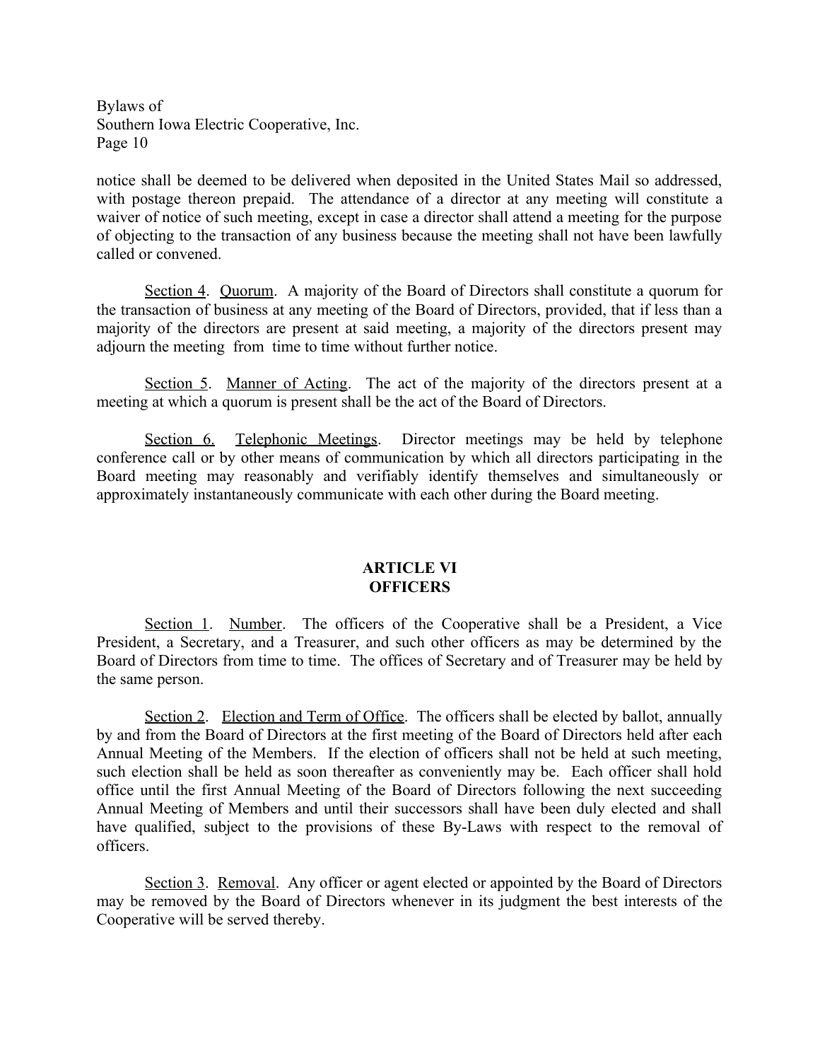notice shall be deemed to be delivered when deposited in the United States Mail so addressed, with postage thereon prepaid. The attendance of a director at any meeting will constitute a waiver of notice of such meeting, except in case a director shall attend a meeting for the purpose of objecting to the transaction of any business because the meeting shall not have been lawfully called or convened.

Section 4. Quorum. A majority of the Board of Directors shall constitute a quorum for the transaction of business at any meeting of the Board of Directors, provided, that if less than a majority of the directors are present at said meeting, a majority of the directors present may adjourn the meeting from time to time without further notice.

Section 5. Manner of Acting. The act of the majority of the directors present at a meeting at which a quorum is present shall be the act of the Board of Directors.

Section 6. Telephonic Meetings. Director meetings may be held by telephone conference call or by other means of communication by which all directors participating in the Board meeting may reasonably and verifiably identify themselves and simultaneously or approximately instantaneously communicate with each other during the Board meeting.

## ARTICLE VI
## OFFICERS

Section 1. Number. The officers of the Cooperative shall be a President, a Vice President, a Secretary, and a Treasurer, and such other officers as may be determined by the Board of Directors from time to time. The offices of Secretary and of Treasurer may be held by the same person.

Section 2. Election and Term of Office. The officers shall be elected by ballot, annually by and from the Board of Directors at the first meeting of the Board of Directors held after each Annual Meeting of the Members. If the election of officers shall not be held at such meeting, such election shall be held as soon thereafter as conveniently may be. Each officer shall hold office until the first Annual Meeting of the Board of Directors following the next succeeding Annual Meeting of Members and until their successors shall have been duly elected and shall have qualified, subject to the provisions of these By-Laws with respect to the removal of officers.

Section 3. Removal. Any officer or agent elected or appointed by the Board of Directors may be removed by the Board of Directors whenever in its judgment the best interests of the Cooperative will be served thereby.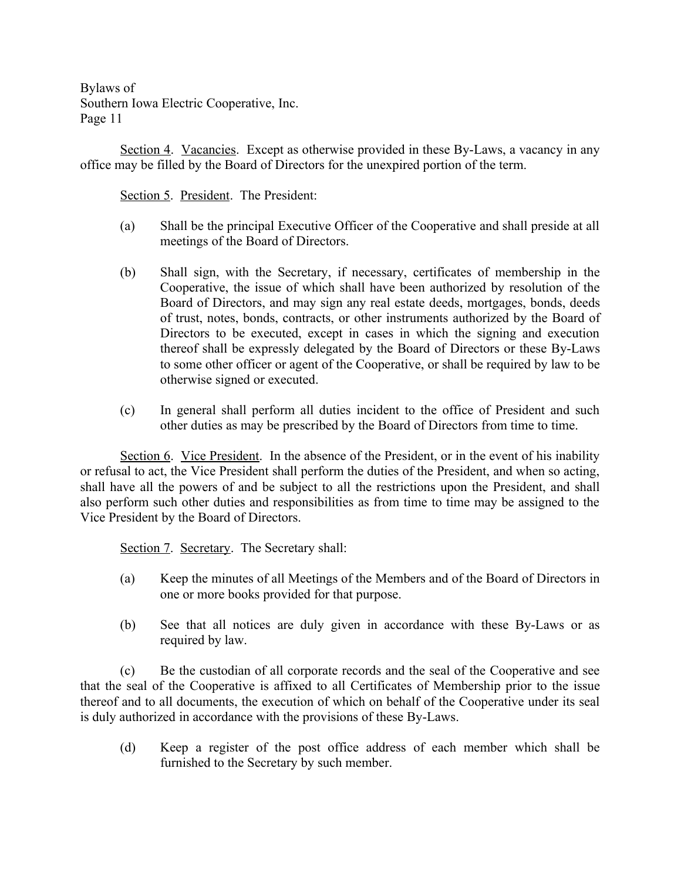Section 4. Vacancies. Except as otherwise provided in these By-Laws, a vacancy in any office may be filled by the Board of Directors for the unexpired portion of the term.

Section 5. President. The President:

(a) Shall be the principal Executive Officer of the Cooperative and shall preside at all meetings of the Board of Directors.

(b) Shall sign, with the Secretary, if necessary, certificates of membership in the Cooperative, the issue of which shall have been authorized by resolution of the Board of Directors, and may sign any real estate deeds, mortgages, bonds, deeds of trust, notes, bonds, contracts, or other instruments authorized by the Board of Directors to be executed, except in cases in which the signing and execution thereof shall be expressly delegated by the Board of Directors or these By-Laws to some other officer or agent of the Cooperative, or shall be required by law to be otherwise signed or executed.

(c) In general shall perform all duties incident to the office of President and such other duties as may be prescribed by the Board of Directors from time to time.

Section 6. Vice President. In the absence of the President, or in the event of his inability or refusal to act, the Vice President shall perform the duties of the President, and when so acting, shall have all the powers of and be subject to all the restrictions upon the President, and shall also perform such other duties and responsibilities as from time to time may be assigned to the Vice President by the Board of Directors.

Section 7. Secretary. The Secretary shall:

(a) Keep the minutes of all Meetings of the Members and of the Board of Directors in one or more books provided for that purpose.

(b) See that all notices are duly given in accordance with these By-Laws or as required by law.

(c) Be the custodian of all corporate records and the seal of the Cooperative and see that the seal of the Cooperative is affixed to all Certificates of Membership prior to the issue thereof and to all documents, the execution of which on behalf of the Cooperative under its seal is duly authorized in accordance with the provisions of these By-Laws.

(d) Keep a register of the post office address of each member which shall be furnished to the Secretary by such member.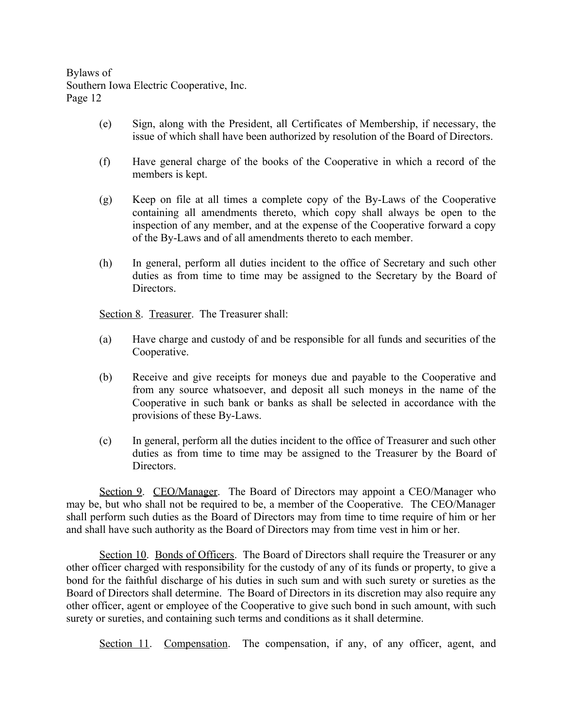(e) Sign, along with the President, all Certificates of Membership, if necessary, the issue of which shall have been authorized by resolution of the Board of Directors.

(f) Have general charge of the books of the Cooperative in which a record of the members is kept.

(g) Keep on file at all times a complete copy of the By-Laws of the Cooperative containing all amendments thereto, which copy shall always be open to the inspection of any member, and at the expense of the Cooperative forward a copy of the By-Laws and of all amendments thereto to each member.

(h) In general, perform all duties incident to the office of Secretary and such other duties as from time to time may be assigned to the Secretary by the Board of Directors.

<u>Section 8</u>. <u>Treasurer</u>. The Treasurer shall:

(a) Have charge and custody of and be responsible for all funds and securities of the Cooperative.

(b) Receive and give receipts for moneys due and payable to the Cooperative and from any source whatsoever, and deposit all such moneys in the name of the Cooperative in such bank or banks as shall be selected in accordance with the provisions of these By-Laws.

(c) In general, perform all the duties incident to the office of Treasurer and such other duties as from time to time may be assigned to the Treasurer by the Board of Directors.

<u>Section 9</u>. <u>CEO/Manager</u>. The Board of Directors may appoint a CEO/Manager who may be, but who shall not be required to be, a member of the Cooperative. The CEO/Manager shall perform such duties as the Board of Directors may from time to time require of him or her and shall have such authority as the Board of Directors may from time vest in him or her.

<u>Section 10</u>. <u>Bonds of Officers</u>. The Board of Directors shall require the Treasurer or any other officer charged with responsibility for the custody of any of its funds or property, to give a bond for the faithful discharge of his duties in such sum and with such surety or sureties as the Board of Directors shall determine. The Board of Directors in its discretion may also require any other officer, agent or employee of the Cooperative to give such bond in such amount, with such surety or sureties, and containing such terms and conditions as it shall determine.

<u>Section 11</u>. <u>Compensation</u>. The compensation, if any, of any officer, agent, and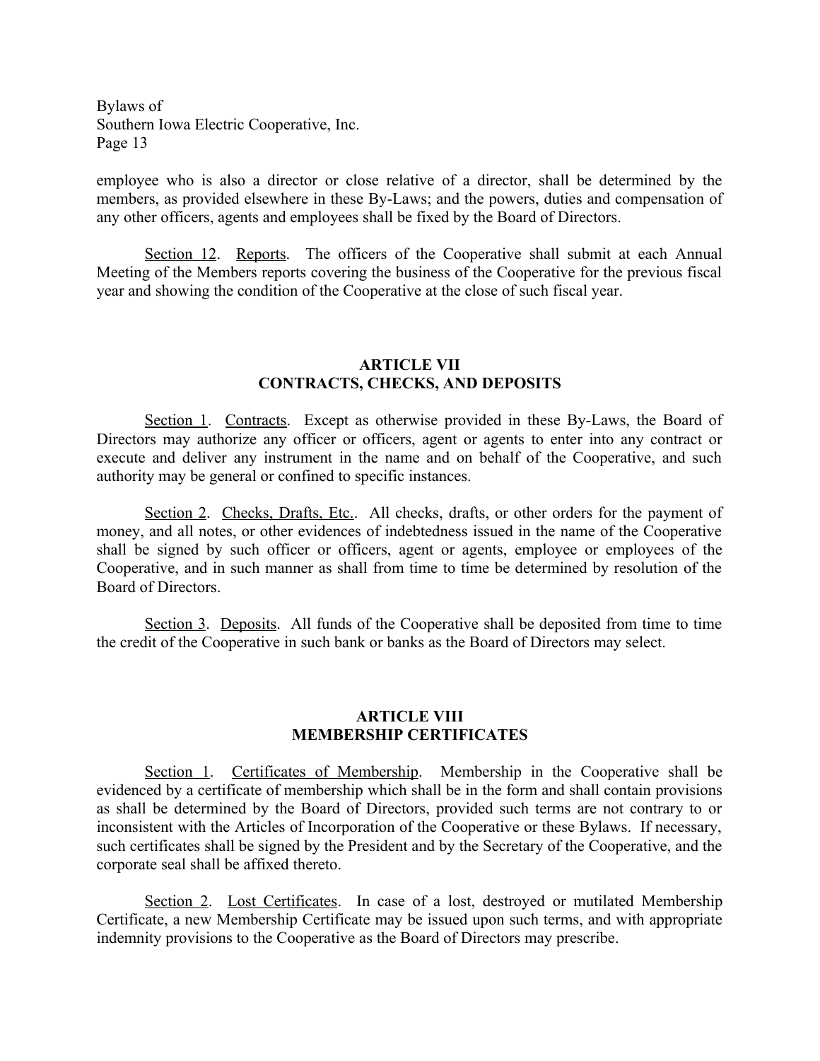employee who is also a director or close relative of a director, shall be determined by the members, as provided elsewhere in these By-Laws; and the powers, duties and compensation of any other officers, agents and employees shall be fixed by the Board of Directors.

Section 12. Reports. The officers of the Cooperative shall submit at each Annual Meeting of the Members reports covering the business of the Cooperative for the previous fiscal year and showing the condition of the Cooperative at the close of such fiscal year.

## ARTICLE VII
## CONTRACTS, CHECKS, AND DEPOSITS

Section 1. Contracts. Except as otherwise provided in these By-Laws, the Board of Directors may authorize any officer or officers, agent or agents to enter into any contract or execute and deliver any instrument in the name and on behalf of the Cooperative, and such authority may be general or confined to specific instances.

Section 2. Checks, Drafts, Etc.. All checks, drafts, or other orders for the payment of money, and all notes, or other evidences of indebtedness issued in the name of the Cooperative shall be signed by such officer or officers, agent or agents, employee or employees of the Cooperative, and in such manner as shall from time to time be determined by resolution of the Board of Directors.

Section 3. Deposits. All funds of the Cooperative shall be deposited from time to time the credit of the Cooperative in such bank or banks as the Board of Directors may select.

## ARTICLE VIII
## MEMBERSHIP CERTIFICATES

Section 1. Certificates of Membership. Membership in the Cooperative shall be evidenced by a certificate of membership which shall be in the form and shall contain provisions as shall be determined by the Board of Directors, provided such terms are not contrary to or inconsistent with the Articles of Incorporation of the Cooperative or these Bylaws. If necessary, such certificates shall be signed by the President and by the Secretary of the Cooperative, and the corporate seal shall be affixed thereto.

Section 2. Lost Certificates. In case of a lost, destroyed or mutilated Membership Certificate, a new Membership Certificate may be issued upon such terms, and with appropriate indemnity provisions to the Cooperative as the Board of Directors may prescribe.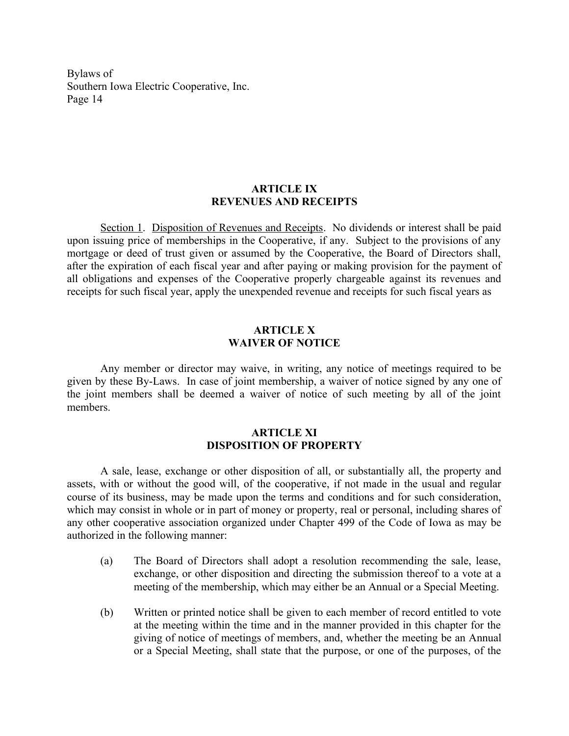## ARTICLE IX
## REVENUES AND RECEIPTS

<u>Section 1</u>. <u>Disposition of Revenues and Receipts</u>. No dividends or interest shall be paid upon issuing price of memberships in the Cooperative, if any. Subject to the provisions of any mortgage or deed of trust given or assumed by the Cooperative, the Board of Directors shall, after the expiration of each fiscal year and after paying or making provision for the payment of all obligations and expenses of the Cooperative properly chargeable against its revenues and receipts for such fiscal year, apply the unexpended revenue and receipts for such fiscal years as

## ARTICLE X
## WAIVER OF NOTICE

Any member or director may waive, in writing, any notice of meetings required to be given by these By-Laws. In case of joint membership, a waiver of notice signed by any one of the joint members shall be deemed a waiver of notice of such meeting by all of the joint members.

## ARTICLE XI
## DISPOSITION OF PROPERTY

A sale, lease, exchange or other disposition of all, or substantially all, the property and assets, with or without the good will, of the cooperative, if not made in the usual and regular course of its business, may be made upon the terms and conditions and for such consideration, which may consist in whole or in part of money or property, real or personal, including shares of any other cooperative association organized under Chapter 499 of the Code of Iowa as may be authorized in the following manner:

(a) The Board of Directors shall adopt a resolution recommending the sale, lease, exchange, or other disposition and directing the submission thereof to a vote at a meeting of the membership, which may either be an Annual or a Special Meeting.

(b) Written or printed notice shall be given to each member of record entitled to vote at the meeting within the time and in the manner provided in this chapter for the giving of notice of meetings of members, and, whether the meeting be an Annual or a Special Meeting, shall state that the purpose, or one of the purposes, of the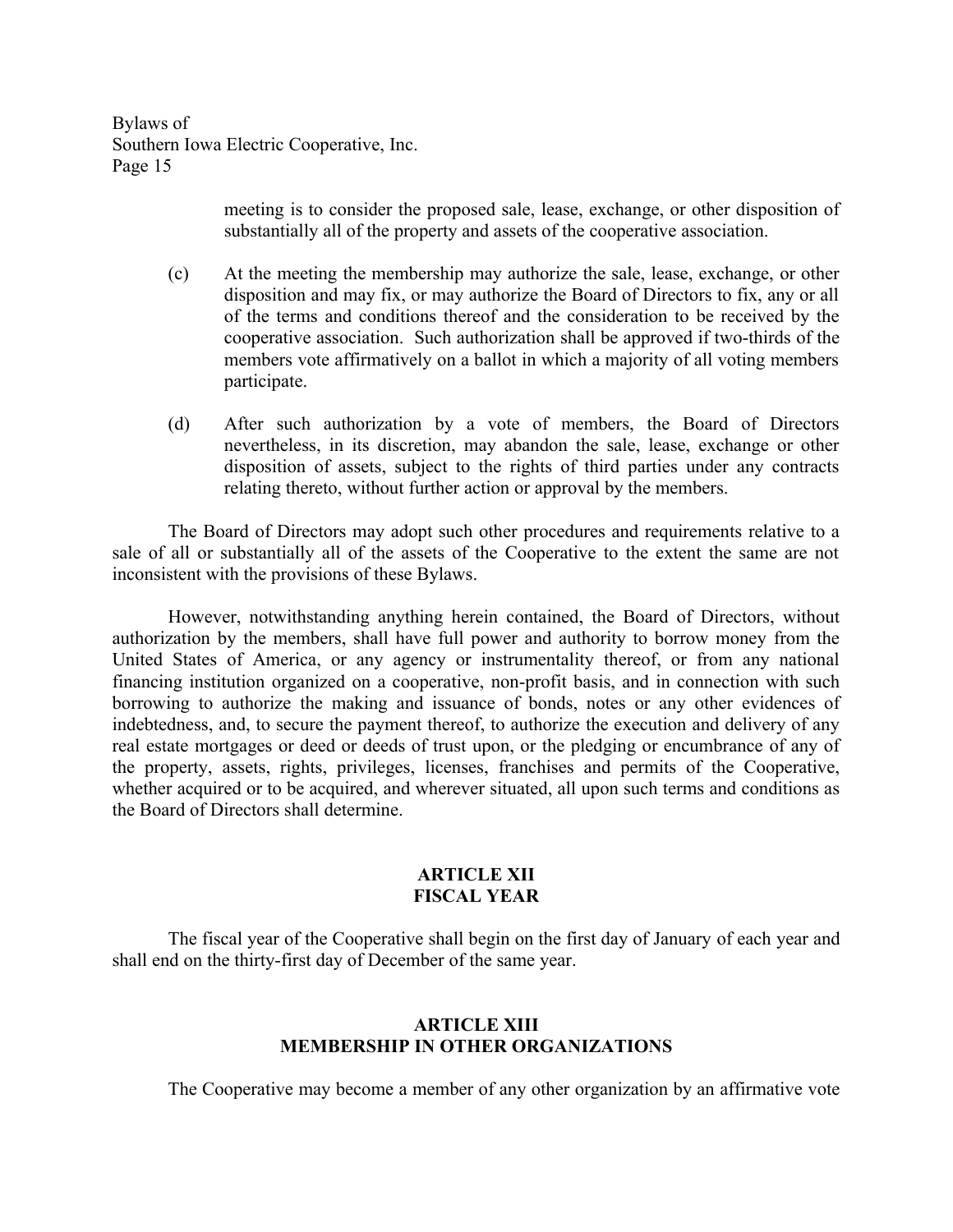meeting is to consider the proposed sale, lease, exchange, or other disposition of substantially all of the property and assets of the cooperative association.

(c) At the meeting the membership may authorize the sale, lease, exchange, or other disposition and may fix, or may authorize the Board of Directors to fix, any or all of the terms and conditions thereof and the consideration to be received by the cooperative association. Such authorization shall be approved if two-thirds of the members vote affirmatively on a ballot in which a majority of all voting members participate.

(d) After such authorization by a vote of members, the Board of Directors nevertheless, in its discretion, may abandon the sale, lease, exchange or other disposition of assets, subject to the rights of third parties under any contracts relating thereto, without further action or approval by the members.

The Board of Directors may adopt such other procedures and requirements relative to a sale of all or substantially all of the assets of the Cooperative to the extent the same are not inconsistent with the provisions of these Bylaws.

However, notwithstanding anything herein contained, the Board of Directors, without authorization by the members, shall have full power and authority to borrow money from the United States of America, or any agency or instrumentality thereof, or from any national financing institution organized on a cooperative, non-profit basis, and in connection with such borrowing to authorize the making and issuance of bonds, notes or any other evidences of indebtedness, and, to secure the payment thereof, to authorize the execution and delivery of any real estate mortgages or deed or deeds of trust upon, or the pledging or encumbrance of any of the property, assets, rights, privileges, licenses, franchises and permits of the Cooperative, whether acquired or to be acquired, and wherever situated, all upon such terms and conditions as the Board of Directors shall determine.

## ARTICLE XII
## FISCAL YEAR

The fiscal year of the Cooperative shall begin on the first day of January of each year and shall end on the thirty-first day of December of the same year.

## ARTICLE XIII
## MEMBERSHIP IN OTHER ORGANIZATIONS

The Cooperative may become a member of any other organization by an affirmative vote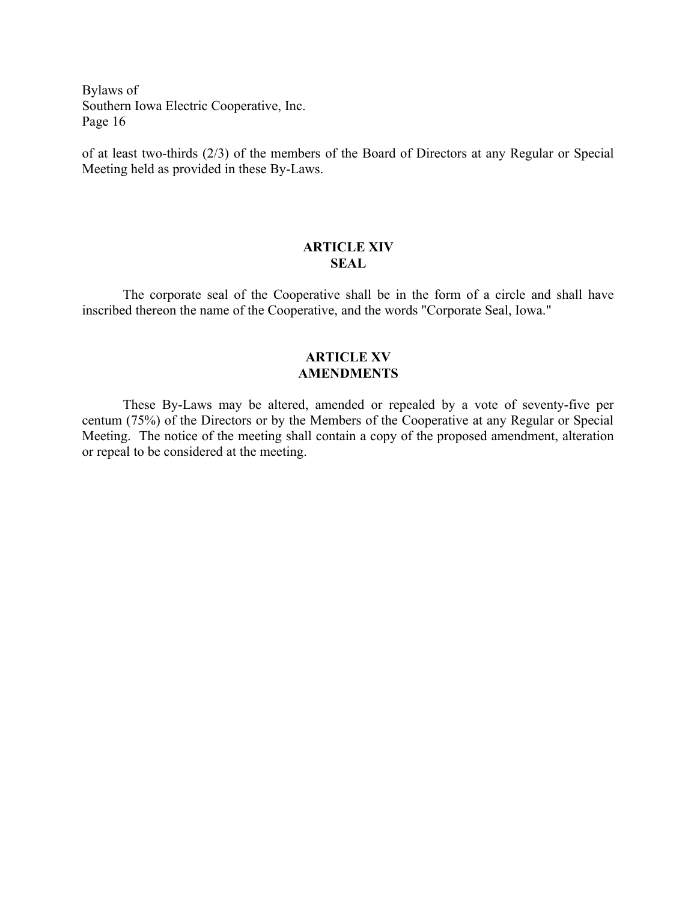of at least two-thirds (2/3) of the members of the Board of Directors at any Regular or Special Meeting held as provided in these By-Laws.

## ARTICLE XIV
## SEAL

The corporate seal of the Cooperative shall be in the form of a circle and shall have inscribed thereon the name of the Cooperative, and the words "Corporate Seal, Iowa."

## ARTICLE XV
## AMENDMENTS

These By-Laws may be altered, amended or repealed by a vote of seventy-five per centum (75%) of the Directors or by the Members of the Cooperative at any Regular or Special Meeting. The notice of the meeting shall contain a copy of the proposed amendment, alteration or repeal to be considered at the meeting.